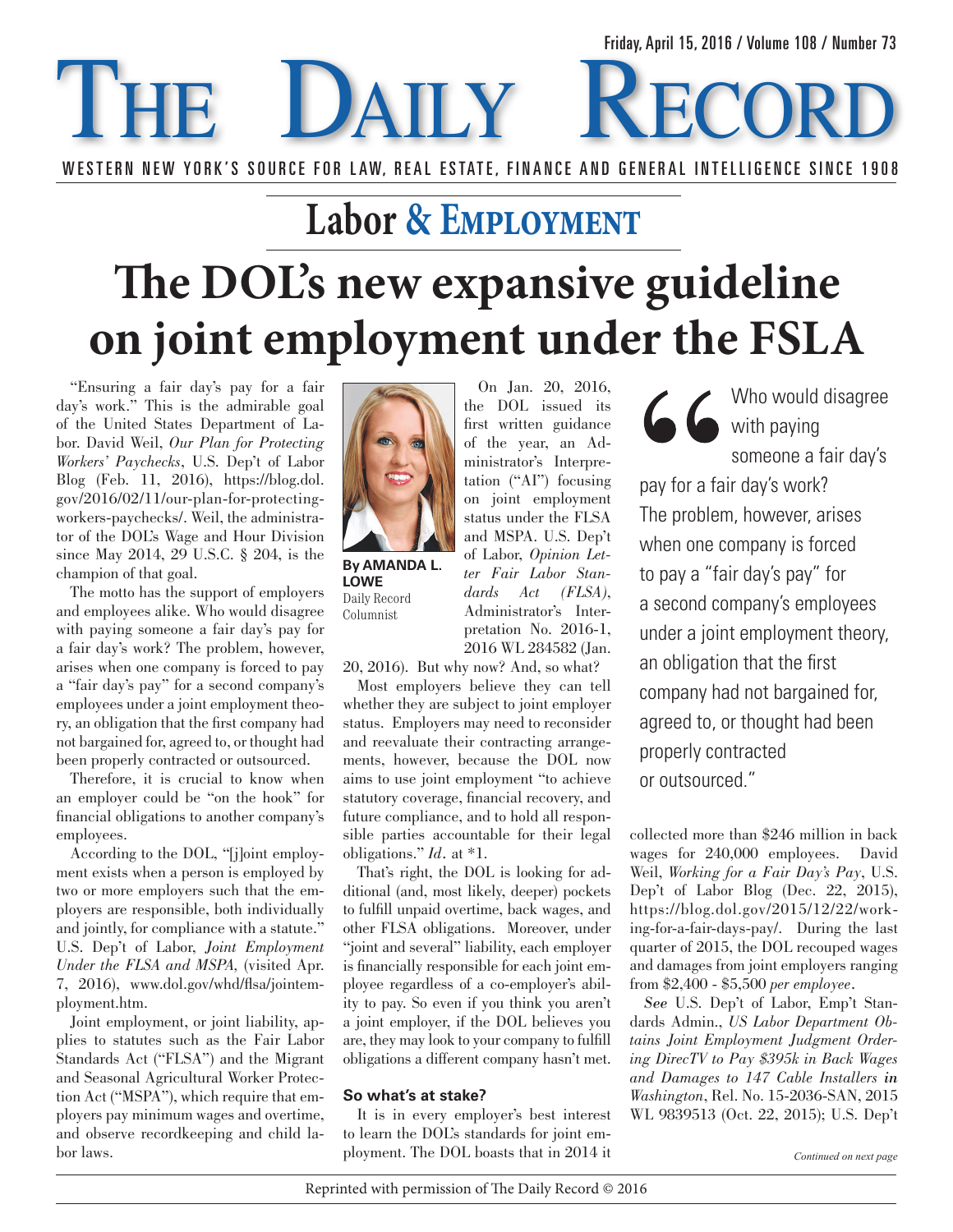# Labor & Employment

# The DOL's new expansive guideline on joint employment under the FSLA

**By AMANDA L. LOWE**
Daily Record Columnist

"Ensuring a fair day's pay for a fair day's work." This is the admirable goal of the United States Department of Labor. David Weil, *Our Plan for Protecting Workers' Paychecks*, U.S. Dep't of Labor Blog (Feb. 11, 2016), https://blog.dol.gov/2016/02/11/our-plan-for-protecting-workers-paychecks/. Weil, the administrator of the DOL's Wage and Hour Division since May 2014, 29 U.S.C. § 204, is the champion of that goal.

The motto has the support of employers and employees alike. Who would disagree with paying someone a fair day's pay for a fair day's work? The problem, however, arises when one company is forced to pay a "fair day's pay" for a second company's employees under a joint employment theory, an obligation that the first company had not bargained for, agreed to, or thought had been properly contracted or outsourced.

Therefore, it is crucial to know when an employer could be "on the hook" for financial obligations to another company's employees.

According to the DOL, "[j]oint employment exists when a person is employed by two or more employers such that the employers are responsible, both individually and jointly, for compliance with a statute." U.S. Dep't of Labor, *Joint Employment Under the FLSA and MSPA,* (visited Apr. 7, 2016), www.dol.gov/whd/flsa/jointemployment.htm.

Joint employment, or joint liability, applies to statutes such as the Fair Labor Standards Act ("FLSA") and the Migrant and Seasonal Agricultural Worker Protection Act ("MSPA"), which require that employers pay minimum wages and overtime, and observe recordkeeping and child labor laws.

On Jan. 20, 2016, the DOL issued its first written guidance of the year, an Administrator's Interpretation ("AI") focusing on joint employment status under the FLSA and MSPA. U.S. Dep't of Labor, *Opinion Letter Fair Labor Standards Act (FLSA)*, Administrator's Interpretation No. 2016-1, 2016 WL 284582 (Jan. 20, 2016). But why now? And, so what?

Most employers believe they can tell whether they are subject to joint employer status. Employers may need to reconsider and reevaluate their contracting arrangements, however, because the DOL now aims to use joint employment "to achieve statutory coverage, financial recovery, and future compliance, and to hold all responsible parties accountable for their legal obligations." *Id*. at *1.

That's right, the DOL is looking for additional (and, most likely, deeper) pockets to fulfill unpaid overtime, back wages, and other FLSA obligations. Moreover, under "joint and several" liability, each employer is financially responsible for each joint employee regardless of a co-employer's ability to pay. So even if you think you aren't a joint employer, if the DOL believes you are, they may look to your company to fulfill obligations a different company hasn't met.

> "Who would disagree with paying someone a fair day's pay for a fair day's work? The problem, however, arises when one company is forced to pay a "fair day's pay" for a second company's employees under a joint employment theory, an obligation that the first company had not bargained for, agreed to, or thought had been properly contracted or outsourced."

### So what's at stake?

It is in every employer's best interest to learn the DOL's standards for joint employment. The DOL boasts that in 2014 it collected more than $246 million in back wages for 240,000 employees. David Weil, *Working for a Fair Day's Pay*, U.S. Dep't of Labor Blog (Dec. 22, 2015), https://blog.dol.gov/2015/12/22/working-for-a-fair-days-pay/. During the last quarter of 2015, the DOL recouped wages and damages from joint employers ranging from $2,400 - $5,500 *per employee*.

***See*** U.S. Dep't of Labor, Emp't Standards Admin., *US Labor Department Obtains Joint Employment Judgment Ordering DirecTV to Pay $395k in Back Wages and Damages to 147 Cable Installers **in** Washington*, Rel. No. 15-2036-SAN, 2015 WL 9839513 (Oct. 22, 2015); U.S. Dep't

*Continued on next page*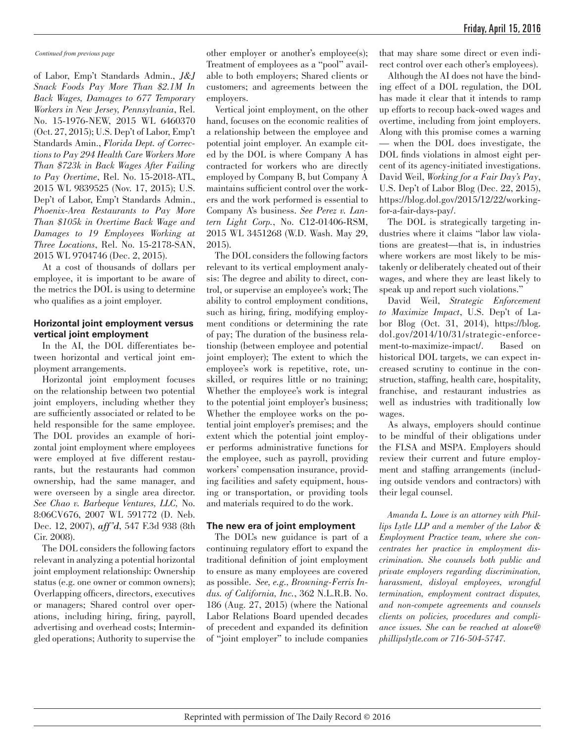*Continued from previous page*

of Labor, Emp't Standards Admin., ***J&J Snack Foods Pay More Than $2.1M In Back Wages, Damages to 677 Temporary Workers in New Jersey, Pennsylvania***, Rel. No. 15-1976-NEW, 2015 WL 6460370 (Oct. 27, 2015); U.S. Dep't of Labor, Emp't Standards Amin., *Florida Dept. of Corrections to Pay 294 Health Care Workers More Than $723k in Back Wages After Failing to Pay Overtime*, Rel. No. 15-2018-ATL, 2015 WL 9839525 (Nov. 17, 2015); U.S. Dep't of Labor, Emp't Standards Admin., *Phoenix-Area Restaurants to Pay More Than $105k in Overtime Back Wage and Damages to 19 Employees Working at Three Locations*, Rel. No. 15-2178-SAN, 2015 WL 9704746 (Dec. 2, 2015).

At a cost of thousands of dollars per employee, it is important to be aware of the metrics the DOL is using to determine who qualifies as a joint employer.

**Horizontal joint employment versus vertical joint employment**

In the AI, the DOL differentiates between horizontal and vertical joint employment arrangements.

Horizontal joint employment focuses on the relationship between two potential joint employers, including whether they are sufficiently associated or related to be held responsible for the same employee. The DOL provides an example of horizontal joint employment where employees were employed at five different restaurants, but the restaurants had common ownership, had the same manager, and were overseen by a single area director. *See Chao v. Barbeque Ventures, LLC*, No. 8:06CV676, 2007 WL 591772 (D. Neb. Dec. 12, 2007), ***aff'd***, 547 F.3d 938 (8th Cir. 2008).

The DOL considers the following factors relevant in analyzing a potential horizontal joint employment relationship: Ownership status (e.g. one owner or common owners); Overlapping officers, directors, executives or managers; Shared control over operations, including hiring, firing, payroll, advertising and overhead costs; Intermingled operations; Authority to supervise the other employer or another's employee(s); Treatment of employees as a "pool" available to both employers; Shared clients or customers; and agreements between the employers.

Vertical joint employment, on the other hand, focuses on the economic realities of a relationship between the employee and potential joint employer. An example cited by the DOL is where Company A has contracted for workers who are directly employed by Company B, but Company A maintains sufficient control over the workers and the work performed is essential to Company A's business. *See Perez v. Lantern Light Corp.*, No. C12-01406-RSM, 2015 WL 3451268 (W.D. Wash. May 29, 2015).

The DOL considers the following factors relevant to its vertical employment analysis: The degree and ability to direct, control, or supervise an employee's work; The ability to control employment conditions, such as hiring, firing, modifying employment conditions or determining the rate of pay; The duration of the business relationship (between employee and potential joint employer); The extent to which the employee's work is repetitive, rote, unskilled, or requires little or no training; Whether the employee's work is integral to the potential joint employer's business; Whether the employee works on the potential joint employer's premises; and the extent which the potential joint employer performs administrative functions for the employee, such as payroll, providing workers' compensation insurance, providing facilities and safety equipment, housing or transportation, or providing tools and materials required to do the work.

**The new era of joint employment**

The DOL's new guidance is part of a continuing regulatory effort to expand the traditional definition of joint employment to ensure as many employees are covered as possible. *See, e.g., Browning-Ferris Indus. of California, Inc.*, 362 N.L.R.B. No. 186 (Aug. 27, 2015) (where the National Labor Relations Board upended decades of precedent and expanded its definition of "joint employer" to include companies that may share some direct or even indirect control over each other's employees).

Although the AI does not have the binding effect of a DOL regulation, the DOL has made it clear that it intends to ramp up efforts to recoup back-owed wages and overtime, including from joint employers. Along with this promise comes a warning — when the DOL does investigate, the DOL finds violations in almost eight percent of its agency-initiated investigations. David Weil, *Working for a Fair Day's Pay*, U.S. Dep't of Labor Blog (Dec. 22, 2015), https://blog.dol.gov/2015/12/22/working-for-a-fair-days-pay/.

The DOL is strategically targeting industries where it claims "labor law violations are greatest—that is, in industries where workers are most likely to be mistakenly or deliberately cheated out of their wages, and where they are least likely to speak up and report such violations."

David Weil, *Strategic Enforcement to Maximize Impact*, U.S. Dep't of Labor Blog (Oct. 31, 2014), https://blog.dol.gov/2014/10/31/strategic-enforcement-to-maximize-impact/. Based on historical DOL targets, we can expect increased scrutiny to continue in the construction, staffing, health care, hospitality, franchise, and restaurant industries as well as industries with traditionally low wages.

As always, employers should continue to be mindful of their obligations under the FLSA and MSPA. Employers should review their current and future employment and staffing arrangements (including outside vendors and contractors) with their legal counsel.

*Amanda L. Lowe is an attorney with Phillips Lytle LLP and a member of the Labor & Employment Practice team, where she concentrates her practice in employment discrimination. She counsels both public and private employers regarding discrimination, harassment, disloyal employees, wrongful termination, employment contract disputes, and non-compete agreements and counsels clients on policies, procedures and compliance issues. She can be reached at alowe@phillipslytle.com or 716-504-5747.*

Reprinted with permission of The Daily Record © 2016